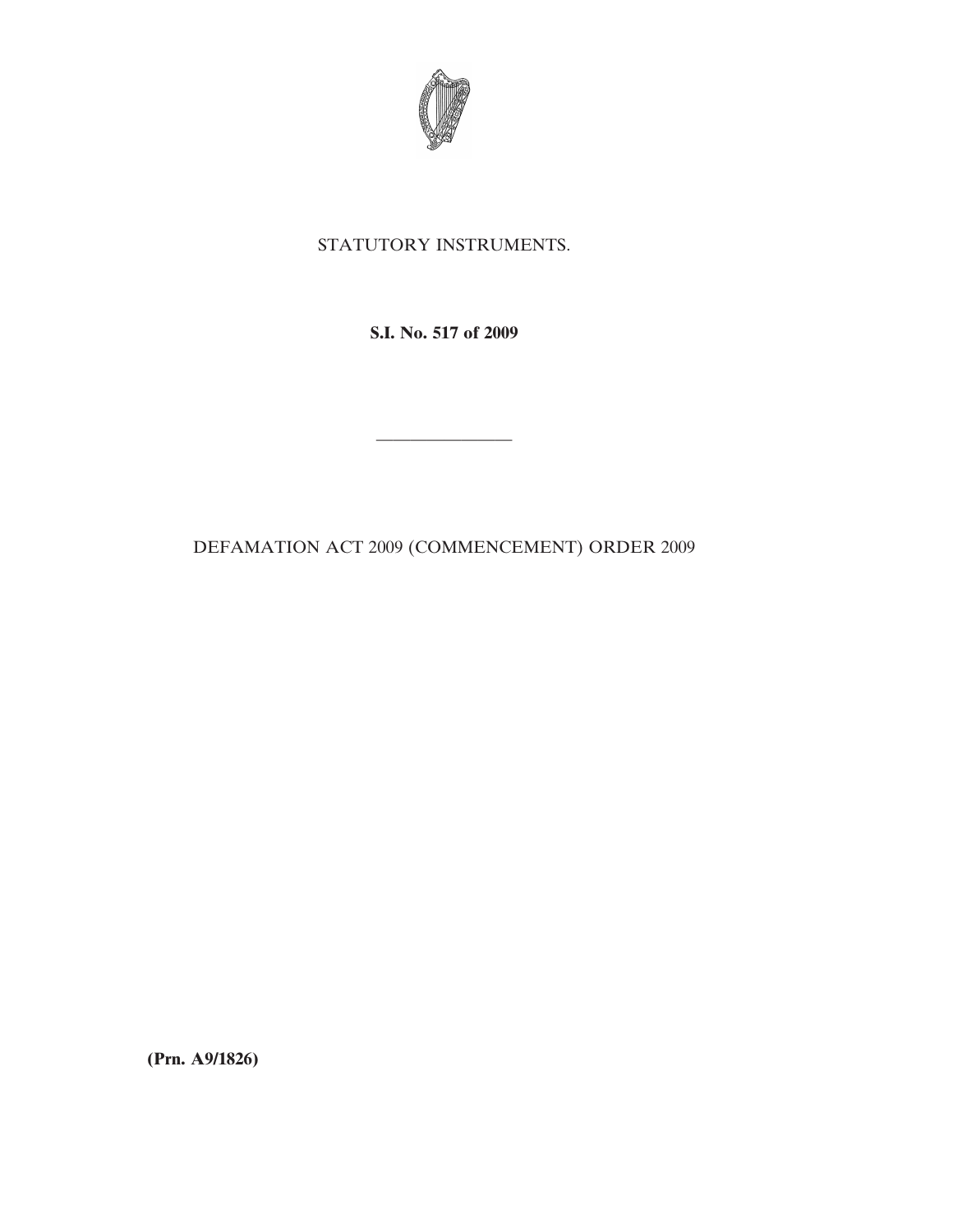STATUTORY INSTRUMENTS.

**S.I. No. 517 of 2009**

---

DEFAMATION ACT 2009 (COMMENCEMENT) ORDER 2009

**(Prn. A9/1826)**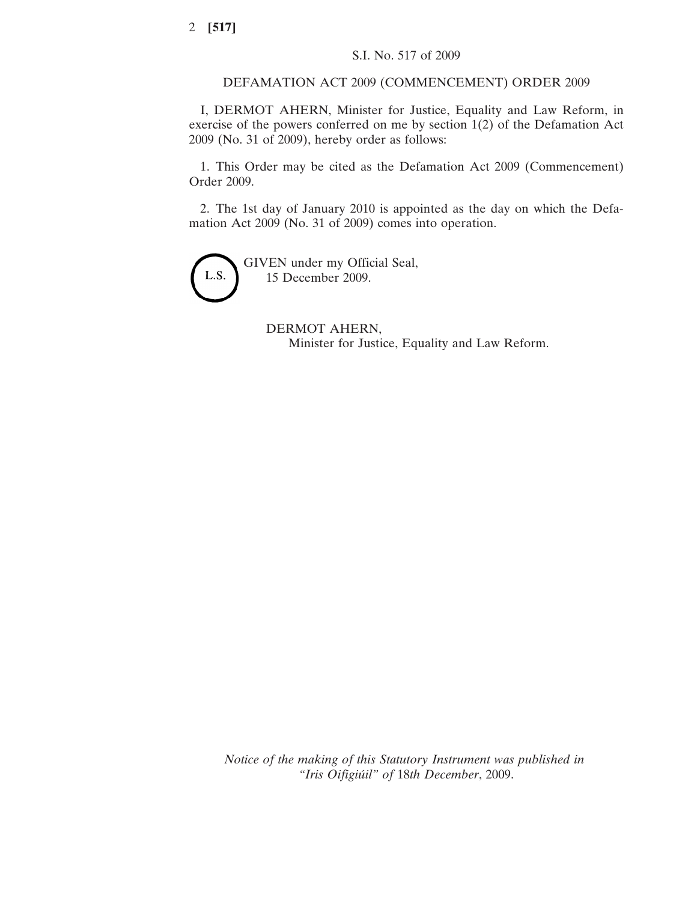S.I. No. 517 of 2009

DEFAMATION ACT 2009 (COMMENCEMENT) ORDER 2009

I, DERMOT AHERN, Minister for Justice, Equality and Law Reform, in exercise of the powers conferred on me by section 1(2) of the Defamation Act 2009 (No. 31 of 2009), hereby order as follows:

1. This Order may be cited as the Defamation Act 2009 (Commencement) Order 2009.

2. The 1st day of January 2010 is appointed as the day on which the Defamation Act 2009 (No. 31 of 2009) comes into operation.

L.S.

GIVEN under my Official Seal,
15 December 2009.

DERMOT AHERN,
Minister for Justice, Equality and Law Reform.

*Notice of the making of this Statutory Instrument was published in "Iris Oifigiúil" of 18th December, 2009.*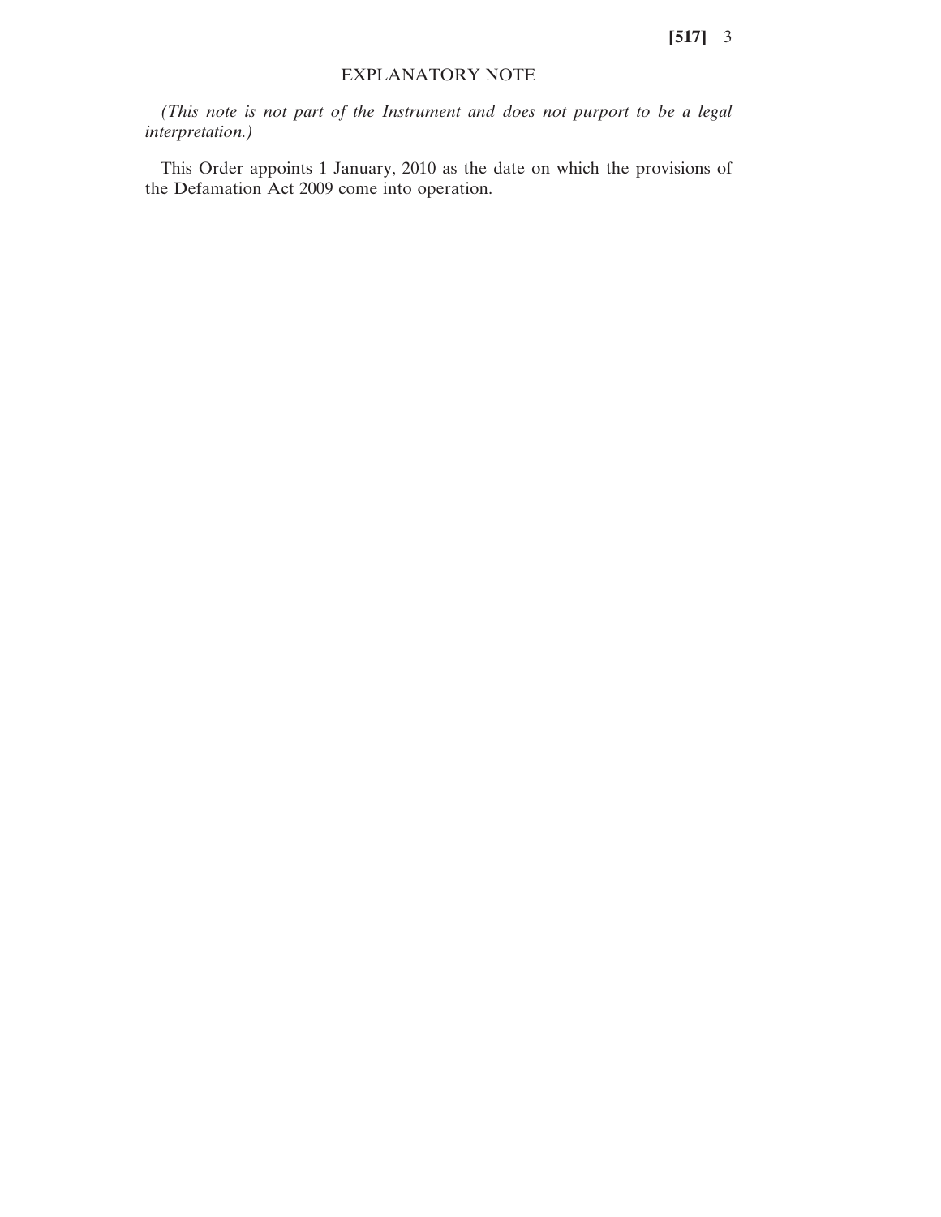## EXPLANATORY NOTE

*(This note is not part of the Instrument and does not purport to be a legal interpretation.)*

This Order appoints 1 January, 2010 as the date on which the provisions of the Defamation Act 2009 come into operation.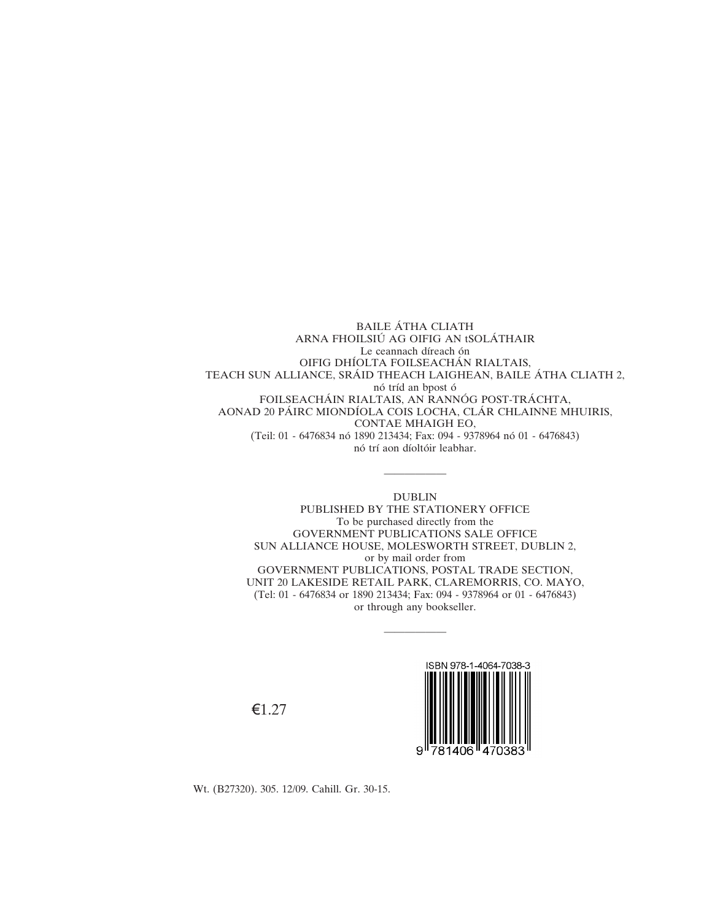BAILE ÁTHA CLIATH
ARNA FHOILSIÚ AG OIFIG AN tSOLÁTHAIR
Le ceannach díreach ón
OIFIG DHÍOLTA FOILSEACHÁN RIALTAIS,
TEACH SUN ALLIANCE, SRÁID THEACH LAIGHEAN, BAILE ÁTHA CLIATH 2,
nó tríd an bpost ó
FOILSEACHÁIN RIALTAIS, AN RANNÓG POST-TRÁCHTA,
AONAD 20 PÁIRC MIONDÍOLA COIS LOCHA, CLÁR CHLAINNE MHUIRIS,
CONTAE MHAIGH EO,
(Teil: 01 - 6476834 nó 1890 213434; Fax: 094 - 9378964 nó 01 - 6476843)
nó trí aon díoltóir leabhar.

---

DUBLIN
PUBLISHED BY THE STATIONERY OFFICE
To be purchased directly from the
GOVERNMENT PUBLICATIONS SALE OFFICE
SUN ALLIANCE HOUSE, MOLESWORTH STREET, DUBLIN 2,
or by mail order from
GOVERNMENT PUBLICATIONS, POSTAL TRADE SECTION,
UNIT 20 LAKESIDE RETAIL PARK, CLAREMORRIS, CO. MAYO,
(Tel: 01 - 6476834 or 1890 213434; Fax: 094 - 9378964 or 01 - 6476843)
or through any bookseller.

---

€1.27

ISBN 978-1-4064-7038-3

9 781406 470383

Wt. (B27320). 305. 12/09. Cahill. Gr. 30-15.